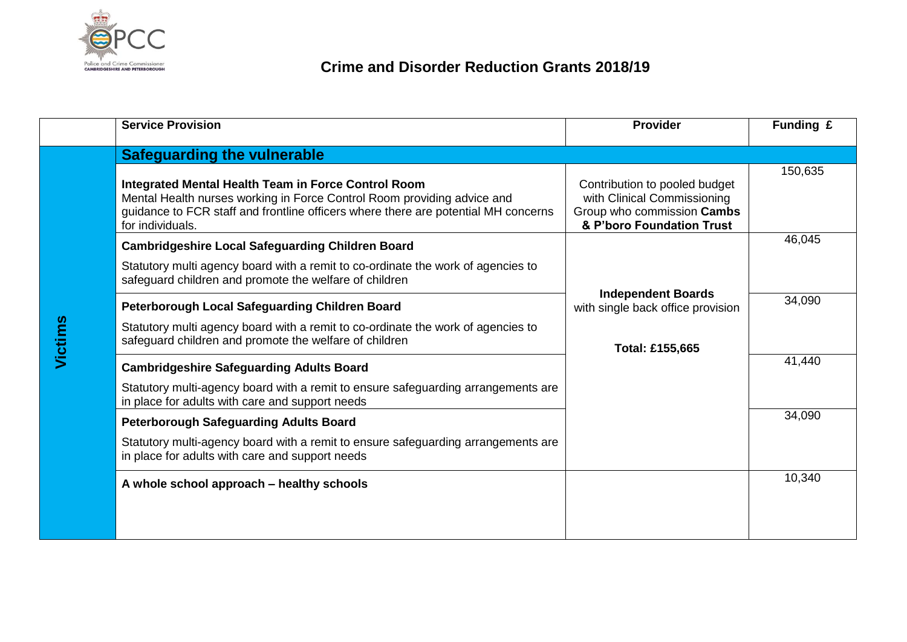# Crime and Disorder Reduction Grants 2018/19

| | Service Provision | Provider | Funding £ |
|---|---|---|---|
| | **Safeguarding the vulnerable** | | |
| Victims | **Integrated Mental Health Team in Force Control Room**<br>Mental Health nurses working in Force Control Room providing advice and guidance to FCR staff and frontline officers where there are potential MH concerns for individuals. | Contribution to pooled budget with Clinical Commissioning Group who commission **Cambs & P'boro Foundation Trust** | 150,635 |
| | **Cambridgeshire Local Safeguarding Children Board**<br>Statutory multi agency board with a remit to co-ordinate the work of agencies to safeguard children and promote the welfare of children | **Independent Boards** with single back office provision<br><br>**Total: £155,665** | 46,045 |
| | **Peterborough Local Safeguarding Children Board**<br>Statutory multi agency board with a remit to co-ordinate the work of agencies to safeguard children and promote the welfare of children | | 34,090 |
| | **Cambridgeshire Safeguarding Adults Board**<br>Statutory multi-agency board with a remit to ensure safeguarding arrangements are in place for adults with care and support needs | | 41,440 |
| | **Peterborough Safeguarding Adults Board**<br>Statutory multi-agency board with a remit to ensure safeguarding arrangements are in place for adults with care and support needs | | 34,090 |
| | **A whole school approach – healthy schools** | | 10,340 |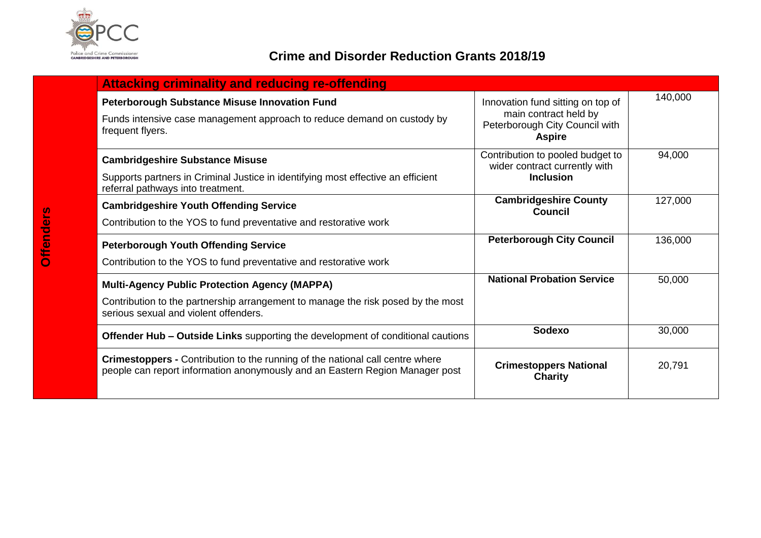# Crime and Disorder Reduction Grants 2018/19

| Offenders | Attacking criminality and reducing re-offending | | |
|---|---|---|---|
| | **Peterborough Substance Misuse Innovation Fund**<br>Funds intensive case management approach to reduce demand on custody by frequent flyers. | Innovation fund sitting on top of main contract held by Peterborough City Council with **Aspire** | 140,000 |
| | **Cambridgeshire Substance Misuse**<br>Supports partners in Criminal Justice in identifying most effective an efficient referral pathways into treatment. | Contribution to pooled budget to wider contract currently with **Inclusion** | 94,000 |
| | **Cambridgeshire Youth Offending Service**<br>Contribution to the YOS to fund preventative and restorative work | **Cambridgeshire County Council** | 127,000 |
| | **Peterborough Youth Offending Service**<br>Contribution to the YOS to fund preventative and restorative work | **Peterborough City Council** | 136,000 |
| | **Multi-Agency Public Protection Agency (MAPPA)**<br>Contribution to the partnership arrangement to manage the risk posed by the most serious sexual and violent offenders. | **National Probation Service** | 50,000 |
| | **Offender Hub – Outside Links** supporting the development of conditional cautions | **Sodexo** | 30,000 |
| | **Crimestoppers -** Contribution to the running of the national call centre where people can report information anonymously and an Eastern Region Manager post | **Crimestoppers National Charity** | 20,791 |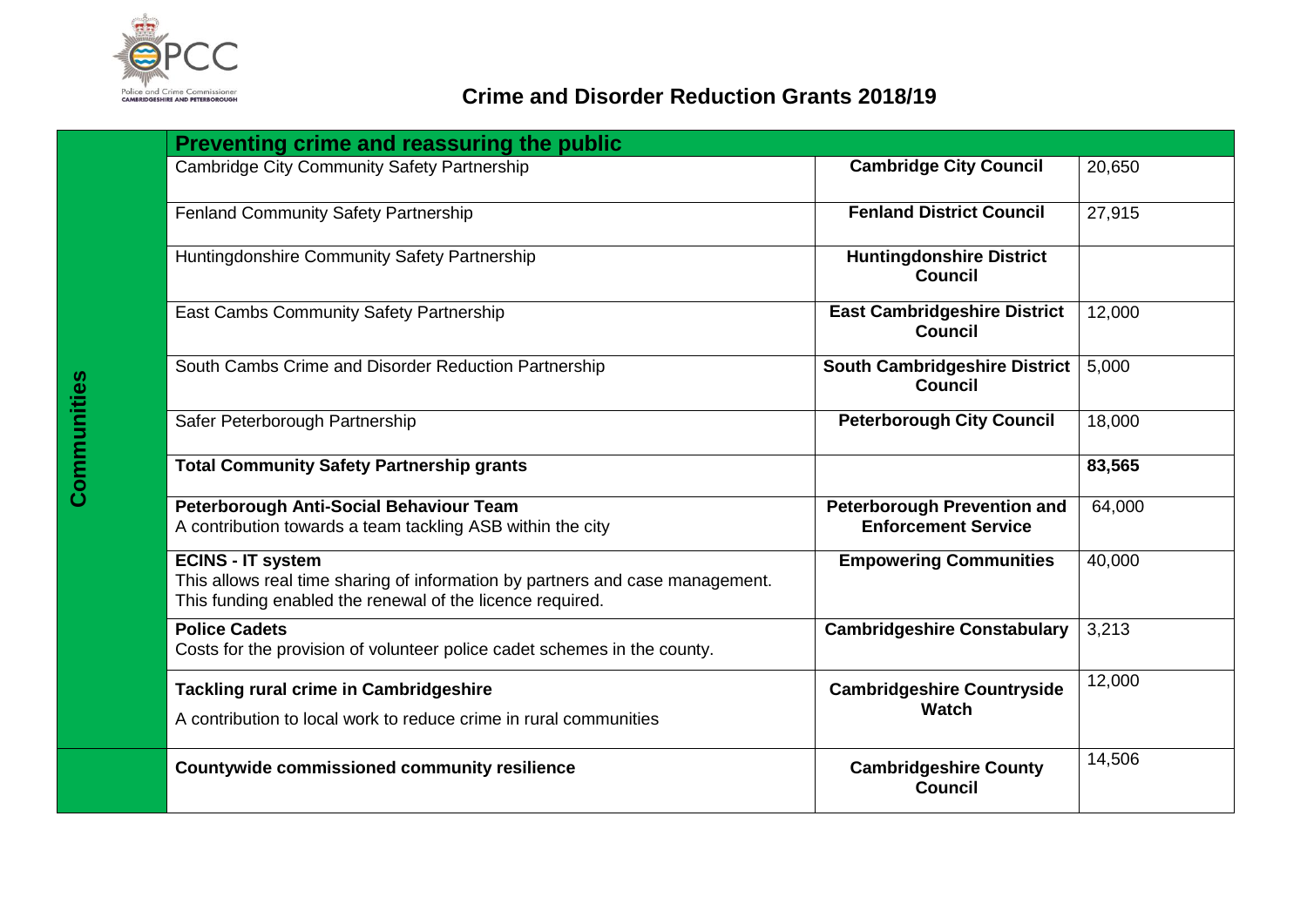## Crime and Disorder Reduction Grants 2018/19

| | Preventing crime and reassuring the public | | |
|---|---|---|---|
| **Communities** | Cambridge City Community Safety Partnership | **Cambridge City Council** | 20,650 |
| | Fenland Community Safety Partnership | **Fenland District Council** | 27,915 |
| | Huntingdonshire Community Safety Partnership | **Huntingdonshire District Council** | |
| | East Cambs Community Safety Partnership | **East Cambridgeshire District Council** | 12,000 |
| | South Cambs Crime and Disorder Reduction Partnership | **South Cambridgeshire District Council** | 5,000 |
| | Safer Peterborough Partnership | **Peterborough City Council** | 18,000 |
| | **Total Community Safety Partnership grants** | | **83,565** |
| | **Peterborough Anti-Social Behaviour Team**<br>A contribution towards a team tackling ASB within the city | **Peterborough Prevention and Enforcement Service** | 64,000 |
| | **ECINS - IT system**<br>This allows real time sharing of information by partners and case management. This funding enabled the renewal of the licence required. | **Empowering Communities** | 40,000 |
| | **Police Cadets**<br>Costs for the provision of volunteer police cadet schemes in the county. | **Cambridgeshire Constabulary** | 3,213 |
| | **Tackling rural crime in Cambridgeshire**<br>A contribution to local work to reduce crime in rural communities | **Cambridgeshire Countryside Watch** | 12,000 |
| | **Countywide commissioned community resilience** | **Cambridgeshire County Council** | 14,506 |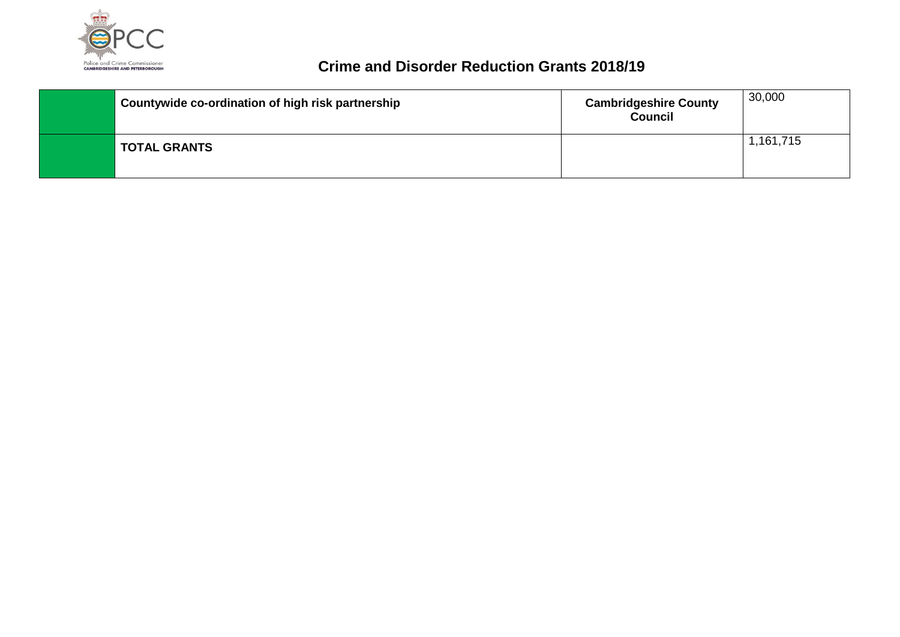## Crime and Disorder Reduction Grants 2018/19

| | | | |
|---|---|---|---|
| | **Countywide co-ordination of high risk partnership** | **Cambridgeshire County Council** | 30,000 |
| | **TOTAL GRANTS** | | 1,161,715 |